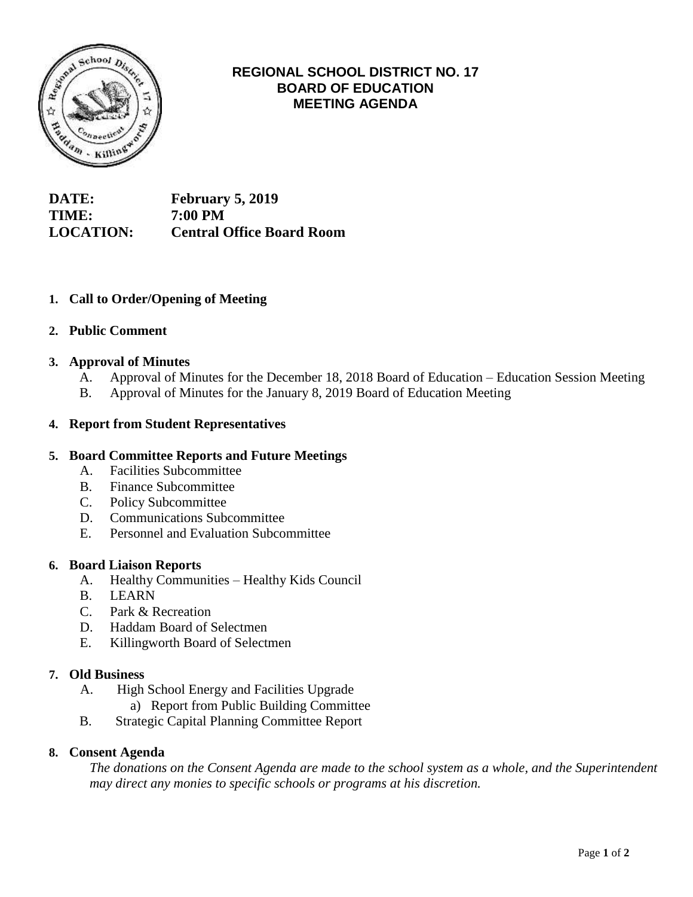# REGIONAL SCHOOL DISTRICT NO. 17
## BOARD OF EDUCATION
## MEETING AGENDA

**DATE:** **February 5, 2019**
**TIME:** **7:00 PM**
**LOCATION:** **Central Office Board Room**

1. **Call to Order/Opening of Meeting**

2. **Public Comment**

3. **Approval of Minutes**
   - A. Approval of Minutes for the December 18, 2018 Board of Education – Education Session Meeting
   - B. Approval of Minutes for the January 8, 2019 Board of Education Meeting

4. **Report from Student Representatives**

5. **Board Committee Reports and Future Meetings**
   - A. Facilities Subcommittee
   - B. Finance Subcommittee
   - C. Policy Subcommittee
   - D. Communications Subcommittee
   - E. Personnel and Evaluation Subcommittee

6. **Board Liaison Reports**
   - A. Healthy Communities – Healthy Kids Council
   - B. LEARN
   - C. Park & Recreation
   - D. Haddam Board of Selectmen
   - E. Killingworth Board of Selectmen

7. **Old Business**
   - A. High School Energy and Facilities Upgrade
     - a) Report from Public Building Committee
   - B. Strategic Capital Planning Committee Report

8. **Consent Agenda**

   *The donations on the Consent Agenda are made to the school system as a whole, and the Superintendent may direct any monies to specific schools or programs at his discretion.*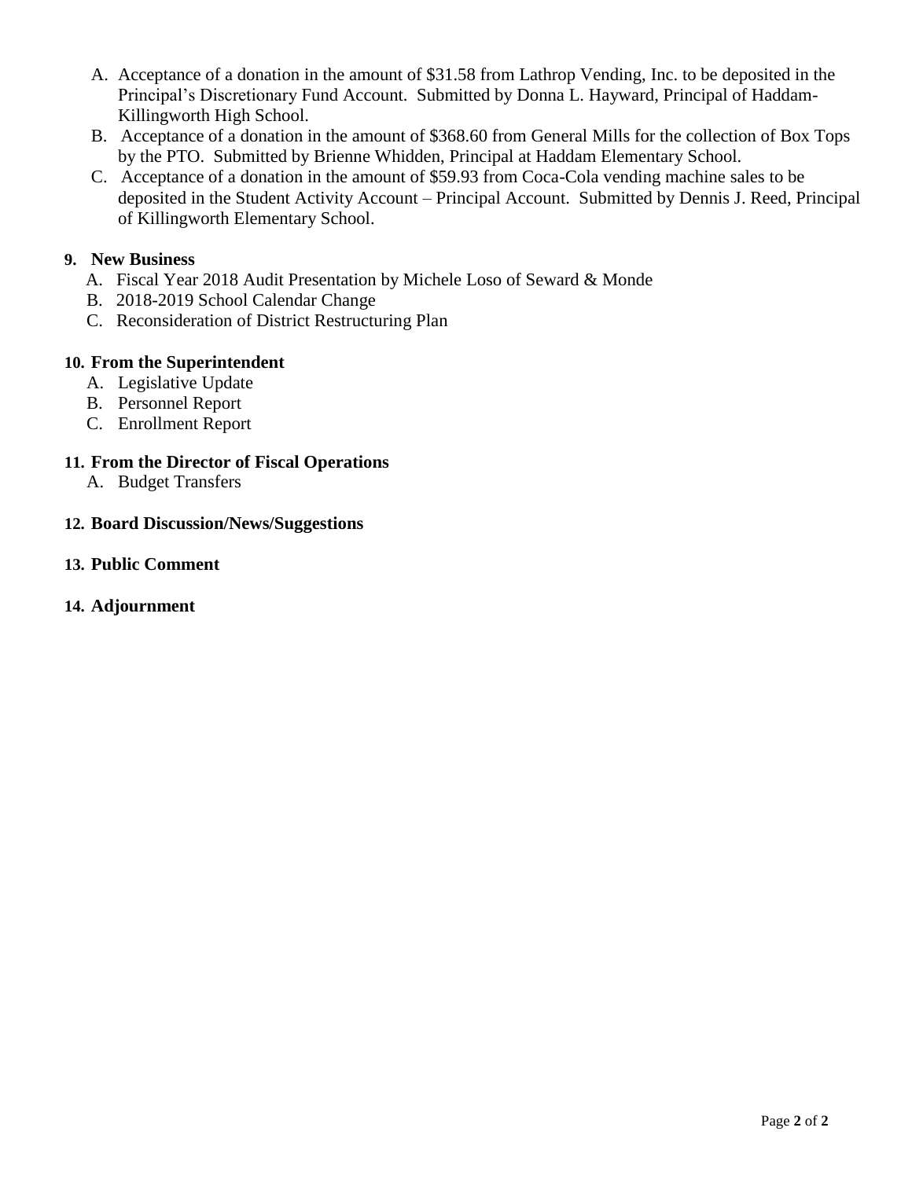A. Acceptance of a donation in the amount of $31.58 from Lathrop Vending, Inc. to be deposited in the Principal's Discretionary Fund Account. Submitted by Donna L. Hayward, Principal of Haddam-Killingworth High School.
B. Acceptance of a donation in the amount of $368.60 from General Mills for the collection of Box Tops by the PTO. Submitted by Brienne Whidden, Principal at Haddam Elementary School.
C. Acceptance of a donation in the amount of $59.93 from Coca-Cola vending machine sales to be deposited in the Student Activity Account – Principal Account. Submitted by Dennis J. Reed, Principal of Killingworth Elementary School.

**9. New Business**

A. Fiscal Year 2018 Audit Presentation by Michele Loso of Seward & Monde
B. 2018-2019 School Calendar Change
C. Reconsideration of District Restructuring Plan

**10. From the Superintendent**

A. Legislative Update
B. Personnel Report
C. Enrollment Report

**11. From the Director of Fiscal Operations**

A. Budget Transfers

**12. Board Discussion/News/Suggestions**

**13. Public Comment**

**14. Adjournment**